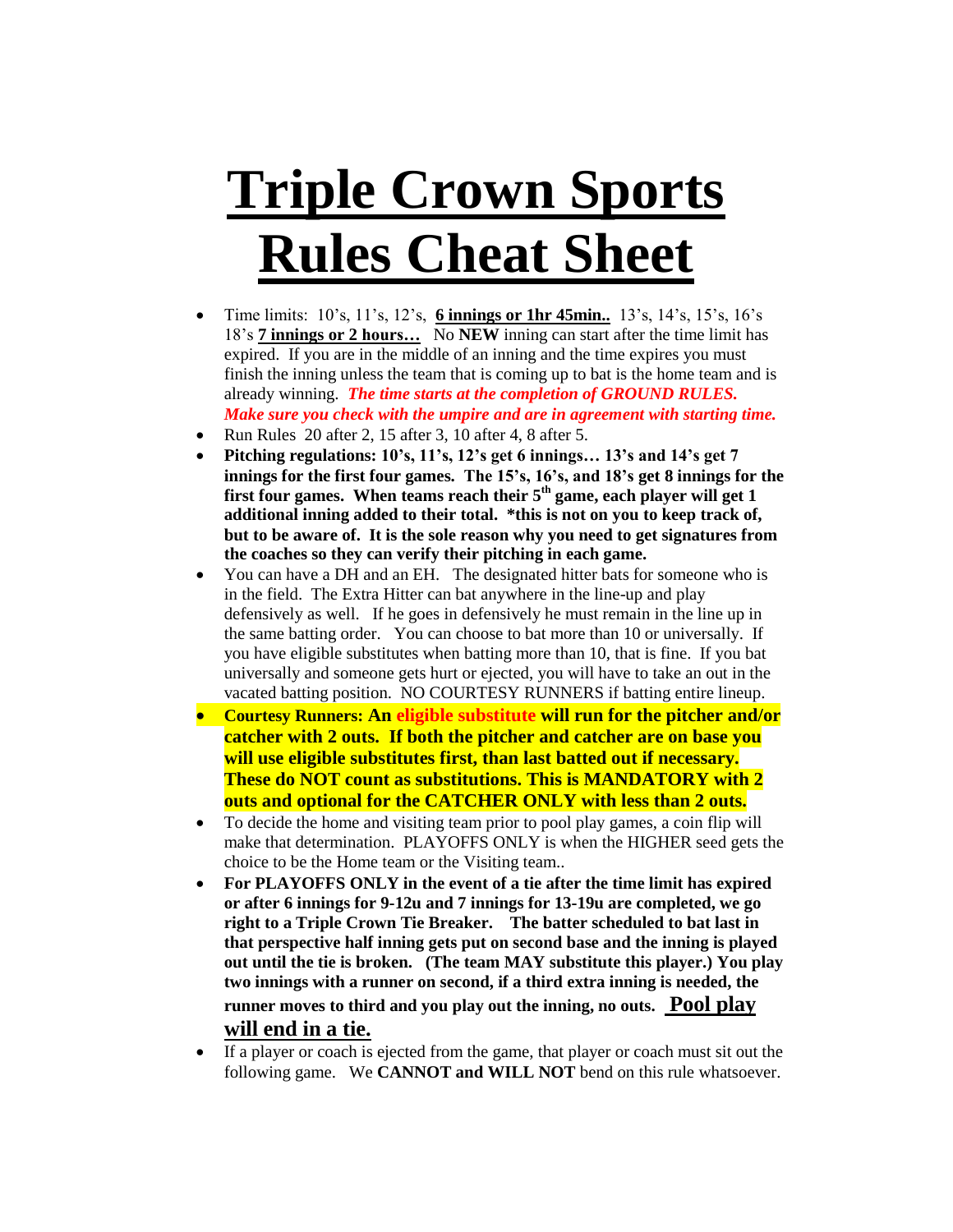# Triple Crown Sports Rules Cheat Sheet

- Time limits: 10's, 11's, 12's, **6 innings or 1hr 45min..** 13's, 14's, 15's, 16's 18's **7 innings or 2 hours…** No **NEW** inning can start after the time limit has expired. If you are in the middle of an inning and the time expires you must finish the inning unless the team that is coming up to bat is the home team and is already winning. ***The time starts at the completion of GROUND RULES. Make sure you check with the umpire and are in agreement with starting time.***
- Run Rules 20 after 2, 15 after 3, 10 after 4, 8 after 5.
- **Pitching regulations: 10's, 11's, 12's get 6 innings… 13's and 14's get 7 innings for the first four games. The 15's, 16's, and 18's get 8 innings for the first four games. When teams reach their 5th game, each player will get 1 additional inning added to their total. *this is not on you to keep track of, but to be aware of. It is the sole reason why you need to get signatures from the coaches so they can verify their pitching in each game.**
- You can have a DH and an EH. The designated hitter bats for someone who is in the field. The Extra Hitter can bat anywhere in the line-up and play defensively as well. If he goes in defensively he must remain in the line up in the same batting order. You can choose to bat more than 10 or universally. If you have eligible substitutes when batting more than 10, that is fine. If you bat universally and someone gets hurt or ejected, you will have to take an out in the vacated batting position. NO COURTESY RUNNERS if batting entire lineup.
- **Courtesy Runners: An eligible substitute will run for the pitcher and/or catcher with 2 outs. If both the pitcher and catcher are on base you will use eligible substitutes first, than last batted out if necessary. These do NOT count as substitutions. This is MANDATORY with 2 outs and optional for the CATCHER ONLY with less than 2 outs.**
- To decide the home and visiting team prior to pool play games, a coin flip will make that determination. PLAYOFFS ONLY is when the HIGHER seed gets the choice to be the Home team or the Visiting team..
- **For PLAYOFFS ONLY in the event of a tie after the time limit has expired or after 6 innings for 9-12u and 7 innings for 13-19u are completed, we go right to a Triple Crown Tie Breaker. The batter scheduled to bat last in that perspective half inning gets put on second base and the inning is played out until the tie is broken. (The team MAY substitute this player.) You play two innings with a runner on second, if a third extra inning is needed, the runner moves to third and you play out the inning, no outs. Pool play will end in a tie.**
- If a player or coach is ejected from the game, that player or coach must sit out the following game. We **CANNOT and WILL NOT** bend on this rule whatsoever.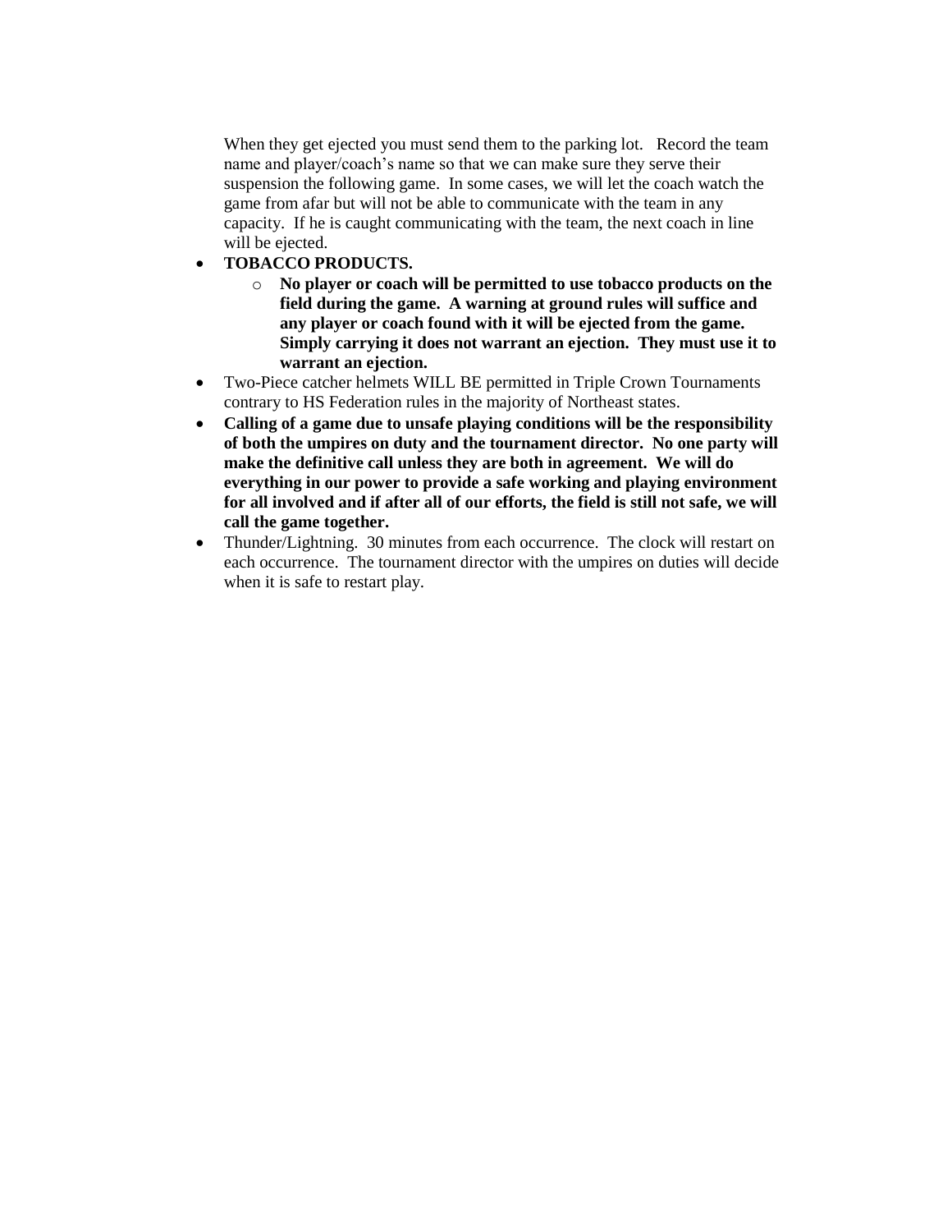When they get ejected you must send them to the parking lot. Record the team name and player/coach's name so that we can make sure they serve their suspension the following game. In some cases, we will let the coach watch the game from afar but will not be able to communicate with the team in any capacity. If he is caught communicating with the team, the next coach in line will be ejected.

- **TOBACCO PRODUCTS.**
  - **No player or coach will be permitted to use tobacco products on the field during the game. A warning at ground rules will suffice and any player or coach found with it will be ejected from the game. Simply carrying it does not warrant an ejection. They must use it to warrant an ejection.**
- Two-Piece catcher helmets WILL BE permitted in Triple Crown Tournaments contrary to HS Federation rules in the majority of Northeast states.
- **Calling of a game due to unsafe playing conditions will be the responsibility of both the umpires on duty and the tournament director. No one party will make the definitive call unless they are both in agreement. We will do everything in our power to provide a safe working and playing environment for all involved and if after all of our efforts, the field is still not safe, we will call the game together.**
- Thunder/Lightning. 30 minutes from each occurrence. The clock will restart on each occurrence. The tournament director with the umpires on duties will decide when it is safe to restart play.